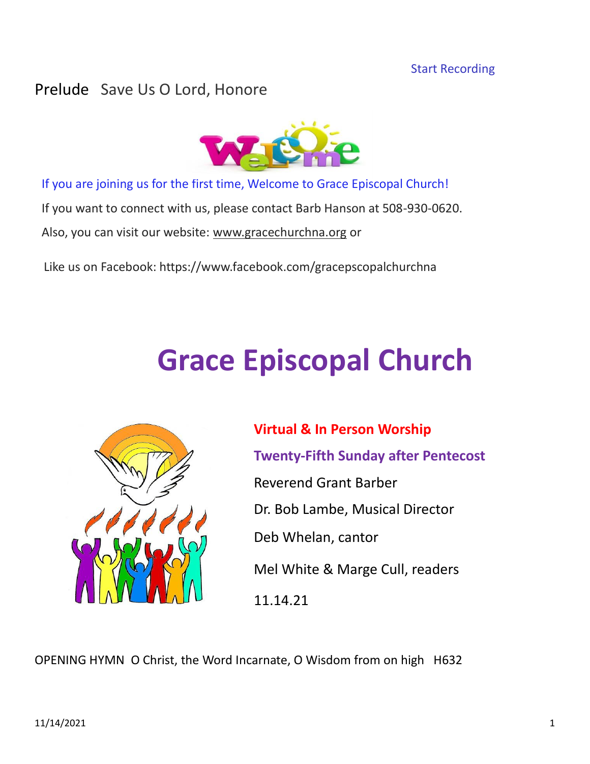Start Recording

Prelude   Save Us O Lord, Honore

If you are joining us for the first time, Welcome to Grace Episcopal Church!

If you want to connect with us, please contact Barb Hanson at 508-930-0620.

Also, you can visit our website: www.gracechurchna.org or

Like us on Facebook: https://www.facebook.com/gracepscopalchurchna

# Grace Episcopal Church

**Virtual & In Person Worship**

**Twenty-Fifth Sunday after Pentecost**

Reverend Grant Barber

Dr. Bob Lambe, Musical Director

Deb Whelan, cantor

Mel White & Marge Cull, readers

11.14.21

OPENING HYMN  O Christ, the Word Incarnate, O Wisdom from on high   H632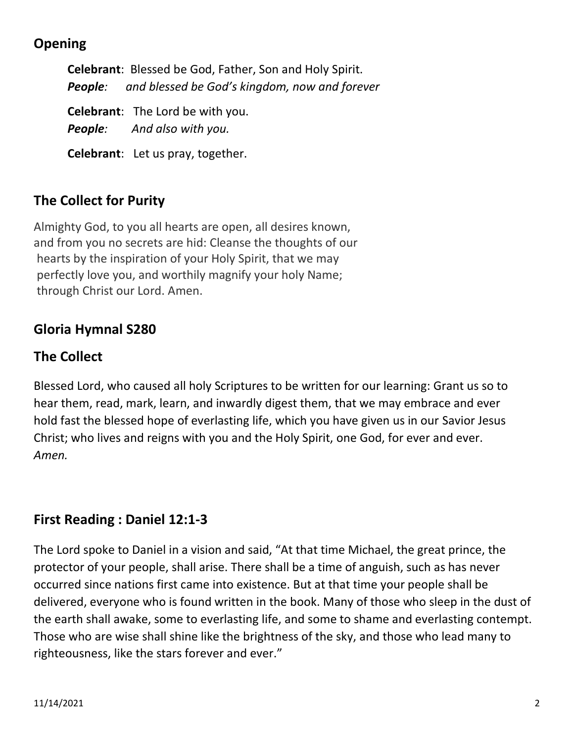## Opening

**Celebrant**: Blessed be God, Father, Son and Holy Spirit.
***People**: and blessed be God's kingdom, now and forever*

**Celebrant**: The Lord be with you.
***People**: And also with you.*

**Celebrant**: Let us pray, together.

## The Collect for Purity

Almighty God, to you all hearts are open, all desires known, and from you no secrets are hid: Cleanse the thoughts of our hearts by the inspiration of your Holy Spirit, that we may perfectly love you, and worthily magnify your holy Name; through Christ our Lord. Amen.

## Gloria Hymnal S280

## The Collect

Blessed Lord, who caused all holy Scriptures to be written for our learning: Grant us so to hear them, read, mark, learn, and inwardly digest them, that we may embrace and ever hold fast the blessed hope of everlasting life, which you have given us in our Savior Jesus Christ; who lives and reigns with you and the Holy Spirit, one God, for ever and ever. *Amen.*

## First Reading : Daniel 12:1-3

The Lord spoke to Daniel in a vision and said, "At that time Michael, the great prince, the protector of your people, shall arise. There shall be a time of anguish, such as has never occurred since nations first came into existence. But at that time your people shall be delivered, everyone who is found written in the book. Many of those who sleep in the dust of the earth shall awake, some to everlasting life, and some to shame and everlasting contempt. Those who are wise shall shine like the brightness of the sky, and those who lead many to righteousness, like the stars forever and ever."

11/14/2021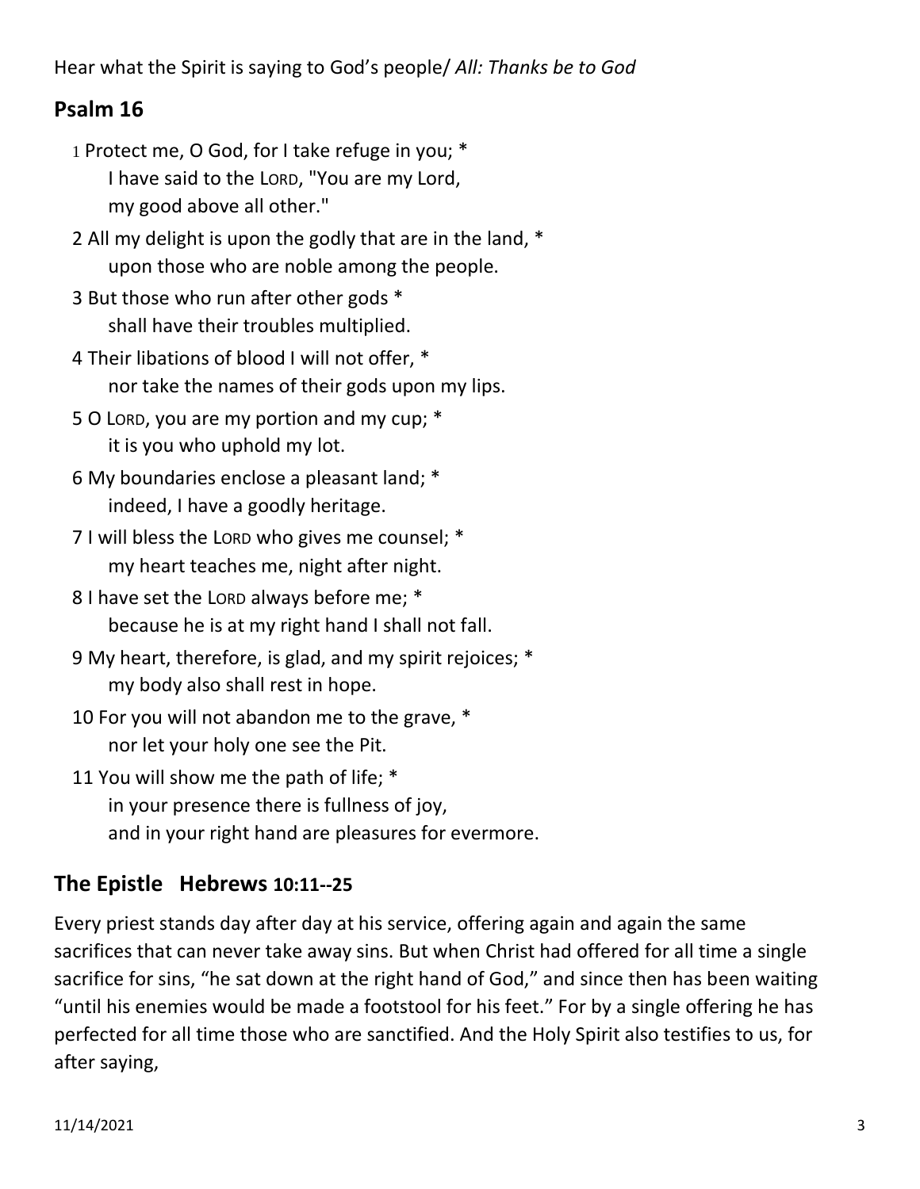Hear what the Spirit is saying to God's people/ *All: Thanks be to God*

## Psalm 16

1 Protect me, O God, for I take refuge in you; *
    I have said to the LORD, "You are my Lord,
    my good above all other."

2 All my delight is upon the godly that are in the land, *
    upon those who are noble among the people.

3 But those who run after other gods *
    shall have their troubles multiplied.

4 Their libations of blood I will not offer, *
    nor take the names of their gods upon my lips.

5 O LORD, you are my portion and my cup; *
    it is you who uphold my lot.

6 My boundaries enclose a pleasant land; *
    indeed, I have a goodly heritage.

7 I will bless the LORD who gives me counsel; *
    my heart teaches me, night after night.

8 I have set the LORD always before me; *
    because he is at my right hand I shall not fall.

9 My heart, therefore, is glad, and my spirit rejoices; *
    my body also shall rest in hope.

10 For you will not abandon me to the grave, *
    nor let your holy one see the Pit.

11 You will show me the path of life; *
    in your presence there is fullness of joy,
    and in your right hand are pleasures for evermore.

## The Epistle Hebrews 10:11--25

Every priest stands day after day at his service, offering again and again the same sacrifices that can never take away sins. But when Christ had offered for all time a single sacrifice for sins, "he sat down at the right hand of God," and since then has been waiting "until his enemies would be made a footstool for his feet." For by a single offering he has perfected for all time those who are sanctified. And the Holy Spirit also testifies to us, for after saying,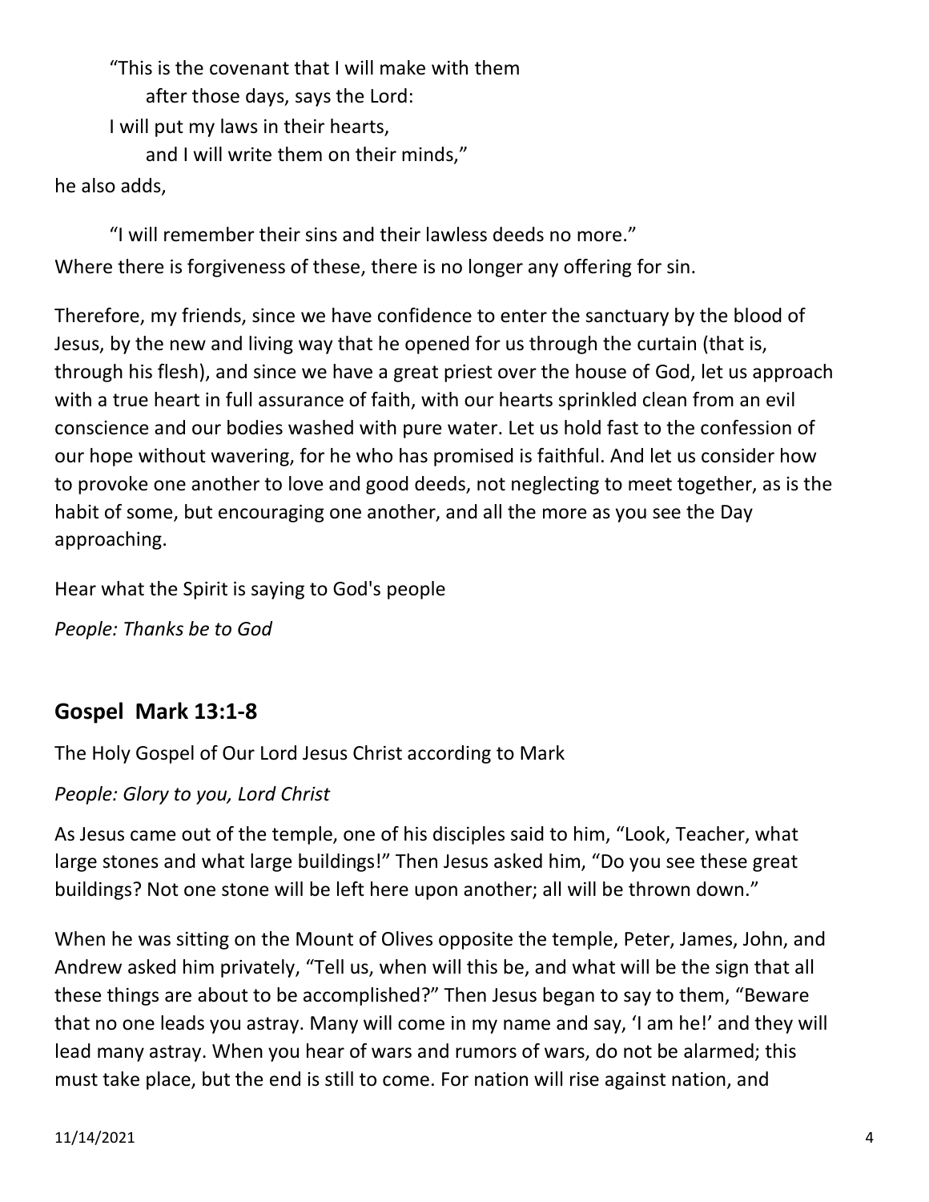"This is the covenant that I will make with them
    after those days, says the Lord:
I will put my laws in their hearts,
    and I will write them on their minds,"

he also adds,

"I will remember their sins and their lawless deeds no more."

Where there is forgiveness of these, there is no longer any offering for sin.

Therefore, my friends, since we have confidence to enter the sanctuary by the blood of Jesus, by the new and living way that he opened for us through the curtain (that is, through his flesh), and since we have a great priest over the house of God, let us approach with a true heart in full assurance of faith, with our hearts sprinkled clean from an evil conscience and our bodies washed with pure water. Let us hold fast to the confession of our hope without wavering, for he who has promised is faithful. And let us consider how to provoke one another to love and good deeds, not neglecting to meet together, as is the habit of some, but encouraging one another, and all the more as you see the Day approaching.

Hear what the Spirit is saying to God's people

*People: Thanks be to God*

## Gospel Mark 13:1-8

The Holy Gospel of Our Lord Jesus Christ according to Mark

*People: Glory to you, Lord Christ*

As Jesus came out of the temple, one of his disciples said to him, "Look, Teacher, what large stones and what large buildings!" Then Jesus asked him, "Do you see these great buildings? Not one stone will be left here upon another; all will be thrown down."

When he was sitting on the Mount of Olives opposite the temple, Peter, James, John, and Andrew asked him privately, "Tell us, when will this be, and what will be the sign that all these things are about to be accomplished?" Then Jesus began to say to them, "Beware that no one leads you astray. Many will come in my name and say, 'I am he!' and they will lead many astray. When you hear of wars and rumors of wars, do not be alarmed; this must take place, but the end is still to come. For nation will rise against nation, and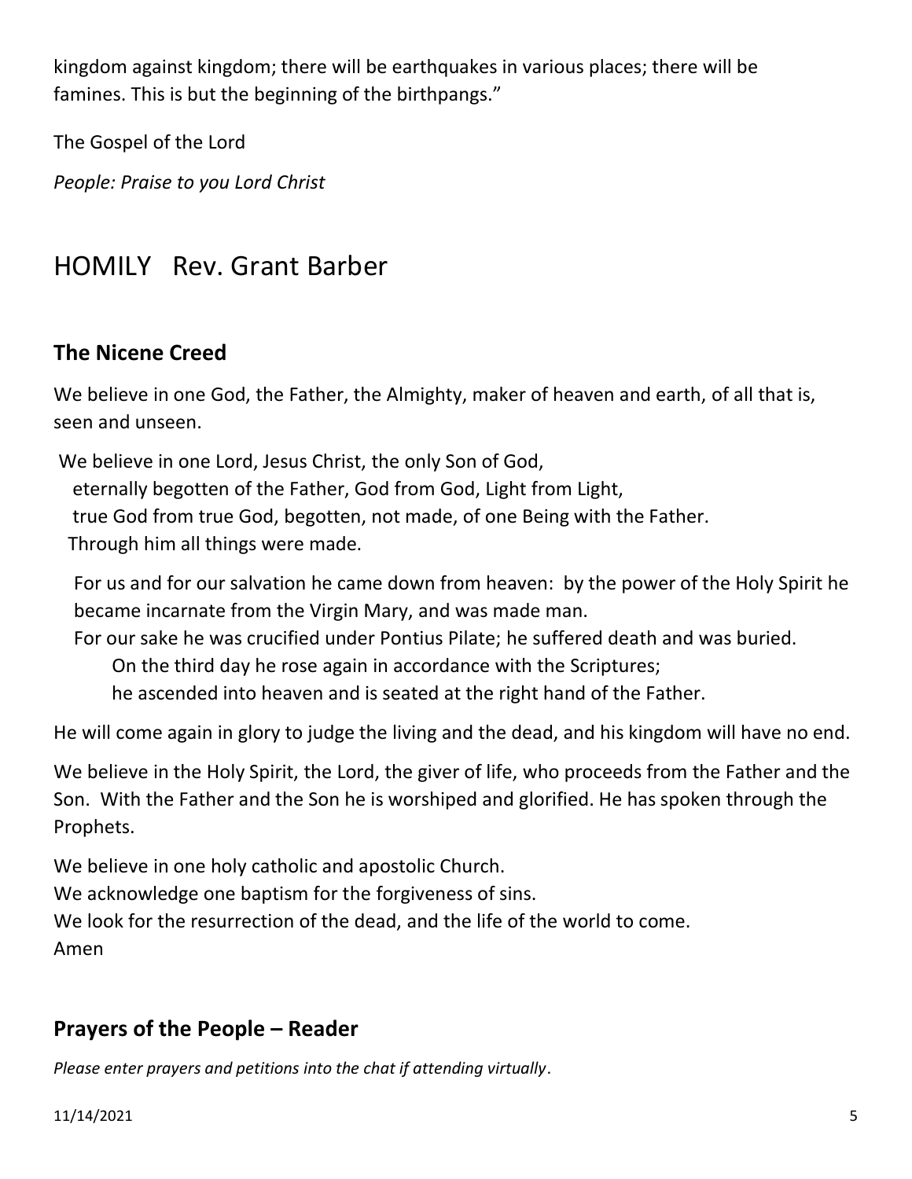kingdom against kingdom; there will be earthquakes in various places; there will be famines. This is but the beginning of the birthpangs."

The Gospel of the Lord

*People: Praise to you Lord Christ*

# HOMILY   Rev. Grant Barber

## The Nicene Creed

We believe in one God, the Father, the Almighty, maker of heaven and earth, of all that is, seen and unseen.

We believe in one Lord, Jesus Christ, the only Son of God,
eternally begotten of the Father, God from God, Light from Light,
true God from true God, begotten, not made, of one Being with the Father.
Through him all things were made.

For us and for our salvation he came down from heaven: by the power of the Holy Spirit he became incarnate from the Virgin Mary, and was made man.
For our sake he was crucified under Pontius Pilate; he suffered death and was buried.
On the third day he rose again in accordance with the Scriptures;
he ascended into heaven and is seated at the right hand of the Father.

He will come again in glory to judge the living and the dead, and his kingdom will have no end.

We believe in the Holy Spirit, the Lord, the giver of life, who proceeds from the Father and the Son. With the Father and the Son he is worshiped and glorified. He has spoken through the Prophets.

We believe in one holy catholic and apostolic Church.
We acknowledge one baptism for the forgiveness of sins.
We look for the resurrection of the dead, and the life of the world to come.
Amen

## Prayers of the People – Reader

*Please enter prayers and petitions into the chat if attending virtually.*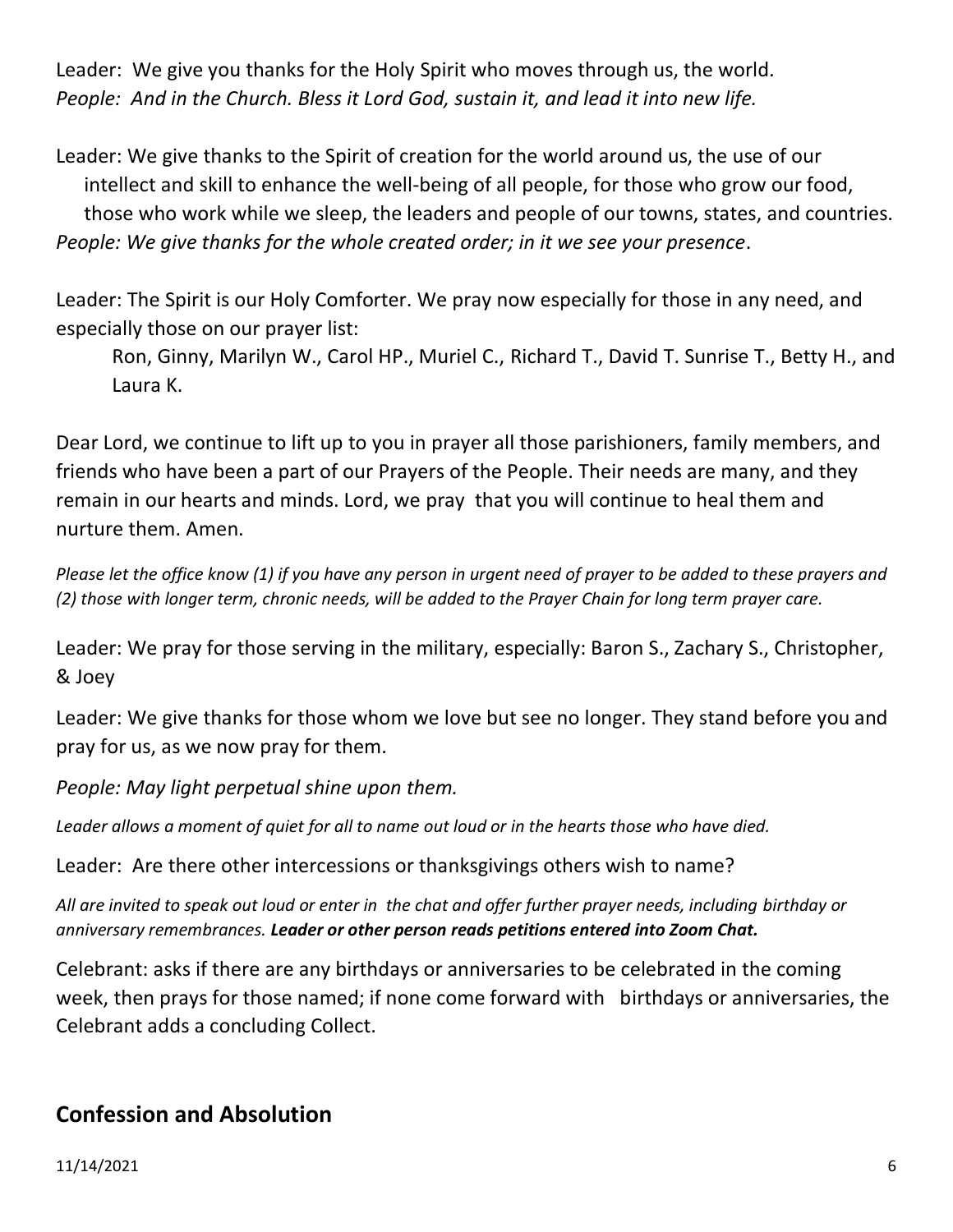Leader: We give you thanks for the Holy Spirit who moves through us, the world.
*People: And in the Church. Bless it Lord God, sustain it, and lead it into new life.*

Leader: We give thanks to the Spirit of creation for the world around us, the use of our intellect and skill to enhance the well-being of all people, for those who grow our food, those who work while we sleep, the leaders and people of our towns, states, and countries.
*People: We give thanks for the whole created order; in it we see your presence*.

Leader: The Spirit is our Holy Comforter. We pray now especially for those in any need, and especially those on our prayer list:

Ron, Ginny, Marilyn W., Carol HP., Muriel C., Richard T., David T. Sunrise T., Betty H., and Laura K.

Dear Lord, we continue to lift up to you in prayer all those parishioners, family members, and friends who have been a part of our Prayers of the People. Their needs are many, and they remain in our hearts and minds. Lord, we pray that you will continue to heal them and nurture them. Amen.

*Please let the office know (1) if you have any person in urgent need of prayer to be added to these prayers and (2) those with longer term, chronic needs, will be added to the Prayer Chain for long term prayer care.*

Leader: We pray for those serving in the military, especially: Baron S., Zachary S., Christopher, & Joey

Leader: We give thanks for those whom we love but see no longer. They stand before you and pray for us, as we now pray for them.

*People: May light perpetual shine upon them.*

*Leader allows a moment of quiet for all to name out loud or in the hearts those who have died.*

Leader: Are there other intercessions or thanksgivings others wish to name?

*All are invited to speak out loud or enter in the chat and offer further prayer needs, including birthday or anniversary remembrances.* ***Leader or other person reads petitions entered into Zoom Chat.***

Celebrant: asks if there are any birthdays or anniversaries to be celebrated in the coming week, then prays for those named; if none come forward with birthdays or anniversaries, the Celebrant adds a concluding Collect.

## Confession and Absolution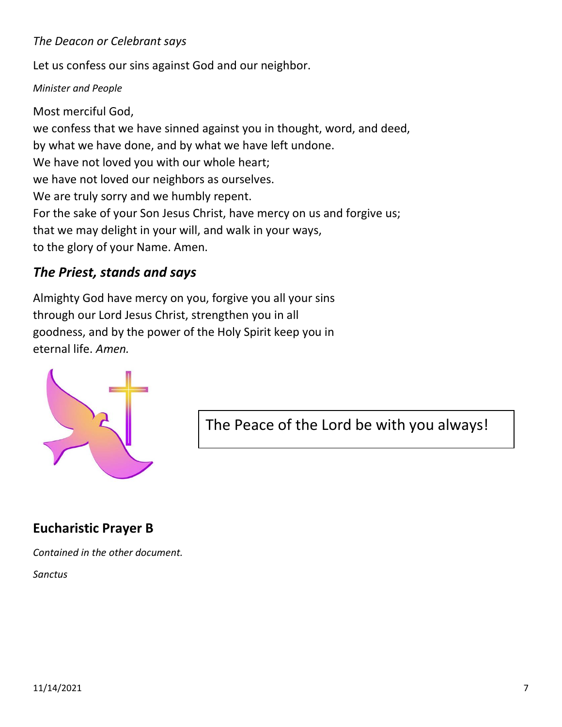*The Deacon or Celebrant says*

Let us confess our sins against God and our neighbor.

*Minister and People*

Most merciful God,
we confess that we have sinned against you in thought, word, and deed,
by what we have done, and by what we have left undone.
We have not loved you with our whole heart;
we have not loved our neighbors as ourselves.
We are truly sorry and we humbly repent.
For the sake of your Son Jesus Christ, have mercy on us and forgive us;
that we may delight in your will, and walk in your ways,
to the glory of your Name. Amen.

## *The Priest, stands and says*

Almighty God have mercy on you, forgive you all your sins through our Lord Jesus Christ, strengthen you in all goodness, and by the power of the Holy Spirit keep you in eternal life. *Amen.*

The Peace of the Lord be with you always!

## Eucharistic Prayer B

*Contained in the other document.*

*Sanctus*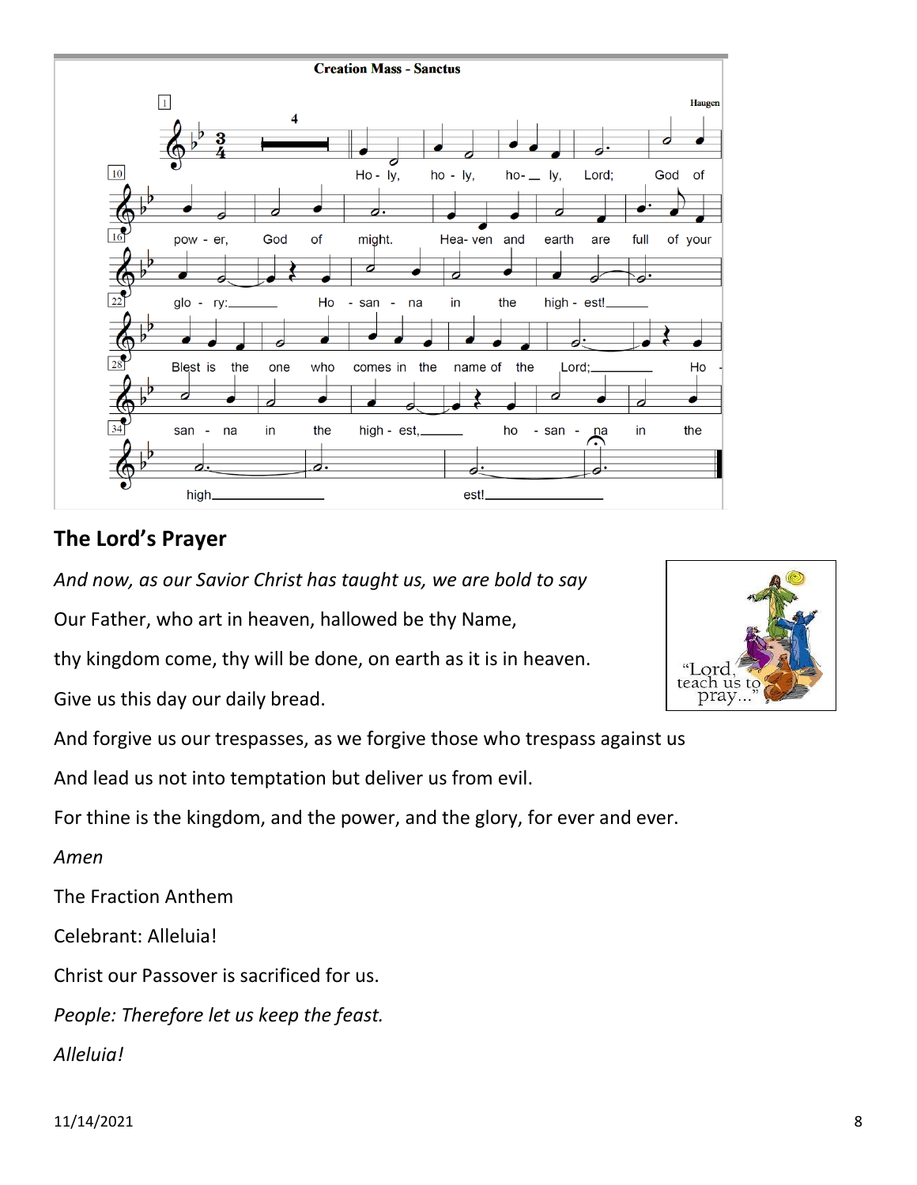**Creation Mass - Sanctus**

Haugen

Holy, holy, holy, Lord; God of power, God of might. Heaven and earth are full of your glory: Hosanna in the highest! Blest is the one who comes in the name of the Lord; Hosanna in the highest, hosanna in the high est!

## The Lord's Prayer

*And now, as our Savior Christ has taught us, we are bold to say*

Our Father, who art in heaven, hallowed be thy Name,

thy kingdom come, thy will be done, on earth as it is in heaven.

Give us this day our daily bread.

And forgive us our trespasses, as we forgive those who trespass against us

And lead us not into temptation but deliver us from evil.

For thine is the kingdom, and the power, and the glory, for ever and ever.

*Amen*

The Fraction Anthem

Celebrant: Alleluia!

Christ our Passover is sacrificed for us.

*People: Therefore let us keep the feast.*

*Alleluia!*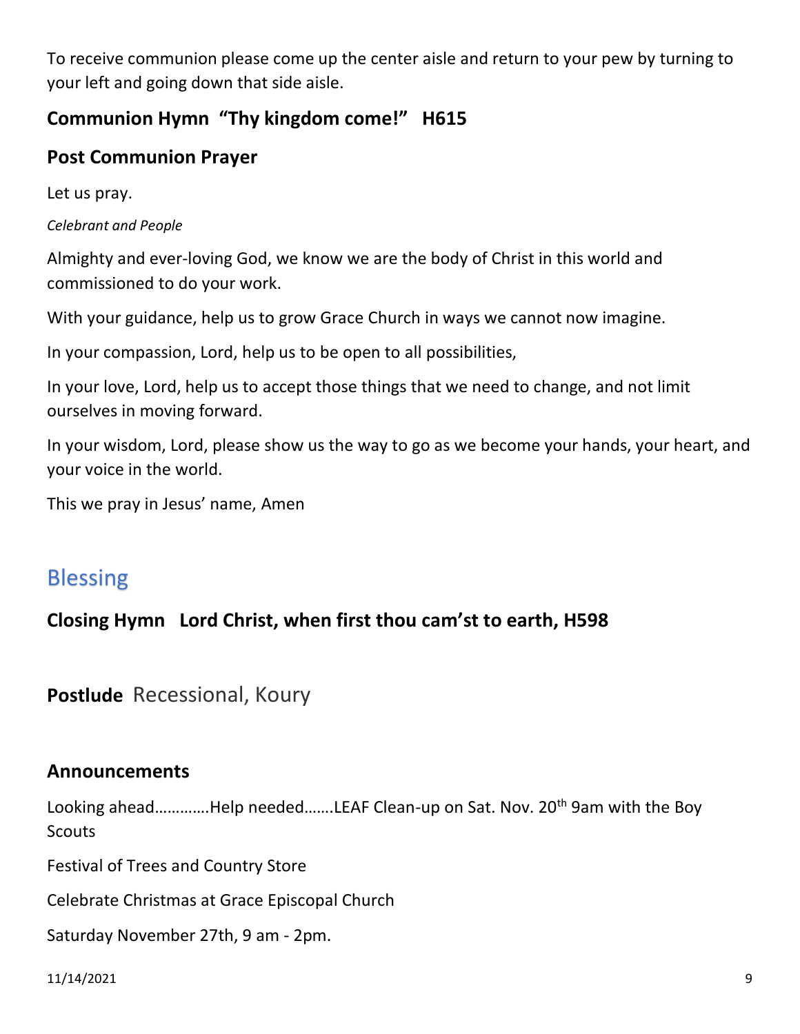To receive communion please come up the center aisle and return to your pew by turning to your left and going down that side aisle.

### Communion Hymn "Thy kingdom come!" H615

### Post Communion Prayer

Let us pray.

*Celebrant and People*

Almighty and ever-loving God, we know we are the body of Christ in this world and commissioned to do your work.

With your guidance, help us to grow Grace Church in ways we cannot now imagine.

In your compassion, Lord, help us to be open to all possibilities,

In your love, Lord, help us to accept those things that we need to change, and not limit ourselves in moving forward.

In your wisdom, Lord, please show us the way to go as we become your hands, your heart, and your voice in the world.

This we pray in Jesus' name, Amen

## Blessing

### Closing Hymn Lord Christ, when first thou cam'st to earth, H598

**Postlude** Recessional, Koury

### Announcements

Looking ahead…………Help needed…….LEAF Clean-up on Sat. Nov. 20th 9am with the Boy Scouts

Festival of Trees and Country Store

Celebrate Christmas at Grace Episcopal Church

Saturday November 27th, 9 am - 2pm.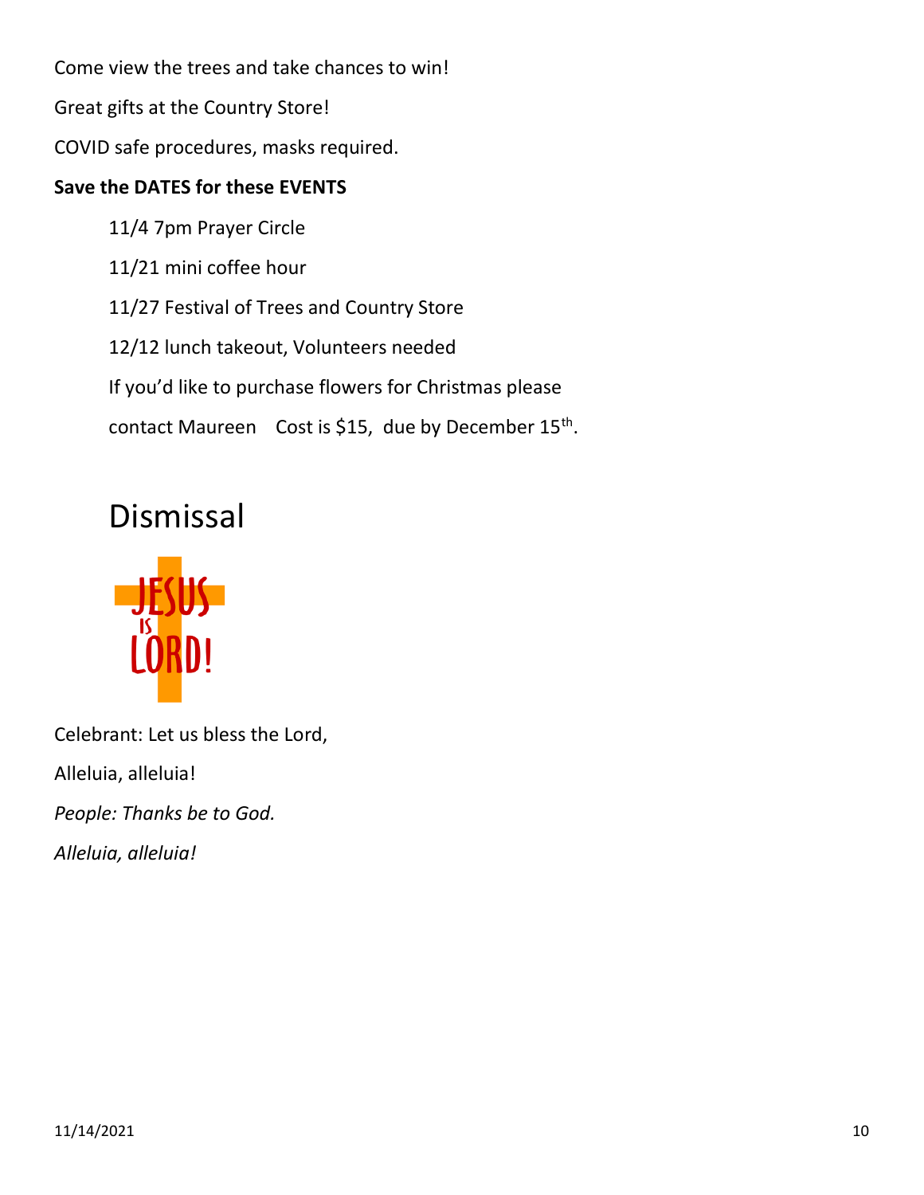Come view the trees and take chances to win!

Great gifts at the Country Store!

COVID safe procedures, masks required.

**Save the DATES for these EVENTS**

11/4 7pm Prayer Circle

11/21 mini coffee hour

11/27 Festival of Trees and Country Store

12/12 lunch takeout, Volunteers needed

If you'd like to purchase flowers for Christmas please

contact Maureen  Cost is $15, due by December 15th.

# Dismissal

Celebrant: Let us bless the Lord,

Alleluia, alleluia!

*People: Thanks be to God.*

*Alleluia, alleluia!*